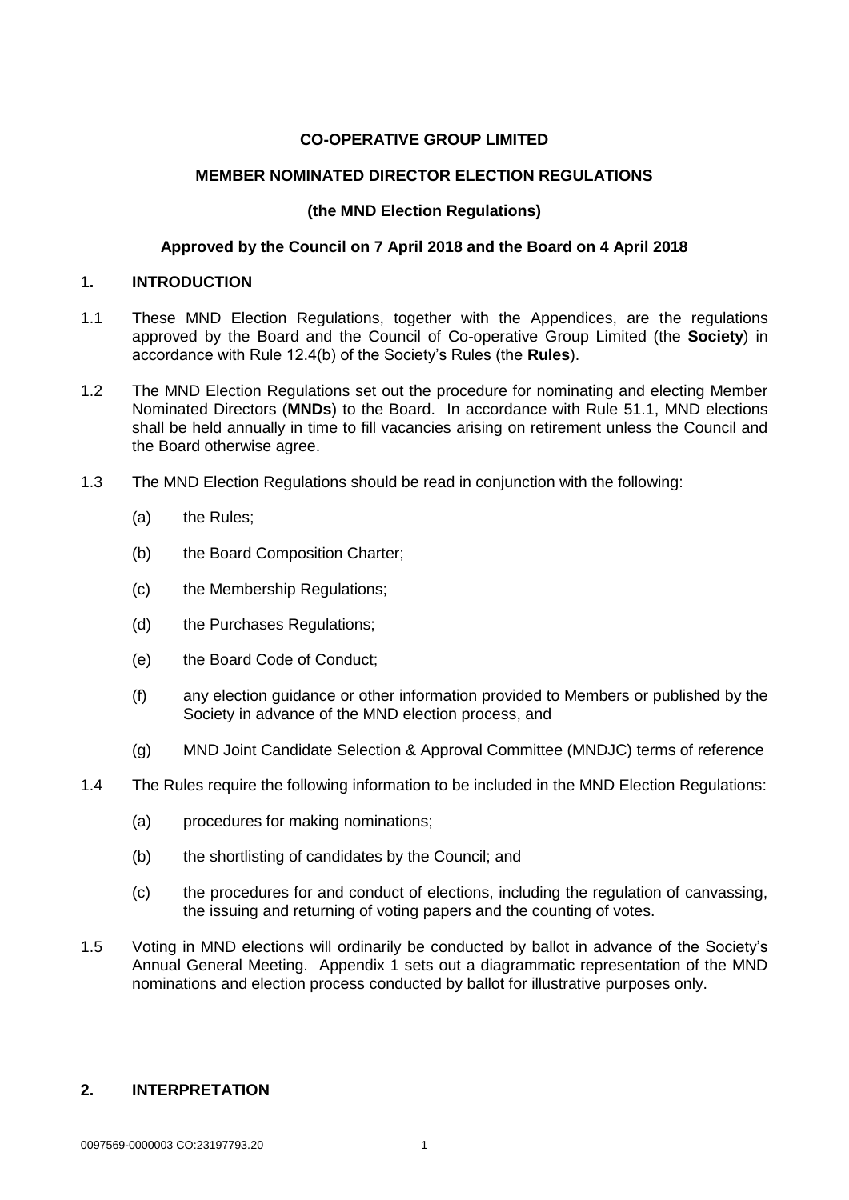**CO-OPERATIVE GROUP LIMITED**

**MEMBER NOMINATED DIRECTOR ELECTION REGULATIONS**

**(the MND Election Regulations)**

**Approved by the Council on 7 April 2018 and the Board on 4 April 2018**

## 1. INTRODUCTION

1.1 These MND Election Regulations, together with the Appendices, are the regulations approved by the Board and the Council of Co-operative Group Limited (the **Society**) in accordance with Rule 12.4(b) of the Society's Rules (the **Rules**).

1.2 The MND Election Regulations set out the procedure for nominating and electing Member Nominated Directors (**MNDs**) to the Board. In accordance with Rule 51.1, MND elections shall be held annually in time to fill vacancies arising on retirement unless the Council and the Board otherwise agree.

1.3 The MND Election Regulations should be read in conjunction with the following:

(a) the Rules;

(b) the Board Composition Charter;

(c) the Membership Regulations;

(d) the Purchases Regulations;

(e) the Board Code of Conduct;

(f) any election guidance or other information provided to Members or published by the Society in advance of the MND election process, and

(g) MND Joint Candidate Selection & Approval Committee (MNDJC) terms of reference

1.4 The Rules require the following information to be included in the MND Election Regulations:

(a) procedures for making nominations;

(b) the shortlisting of candidates by the Council; and

(c) the procedures for and conduct of elections, including the regulation of canvassing, the issuing and returning of voting papers and the counting of votes.

1.5 Voting in MND elections will ordinarily be conducted by ballot in advance of the Society's Annual General Meeting. Appendix 1 sets out a diagrammatic representation of the MND nominations and election process conducted by ballot for illustrative purposes only.

## 2. INTERPRETATION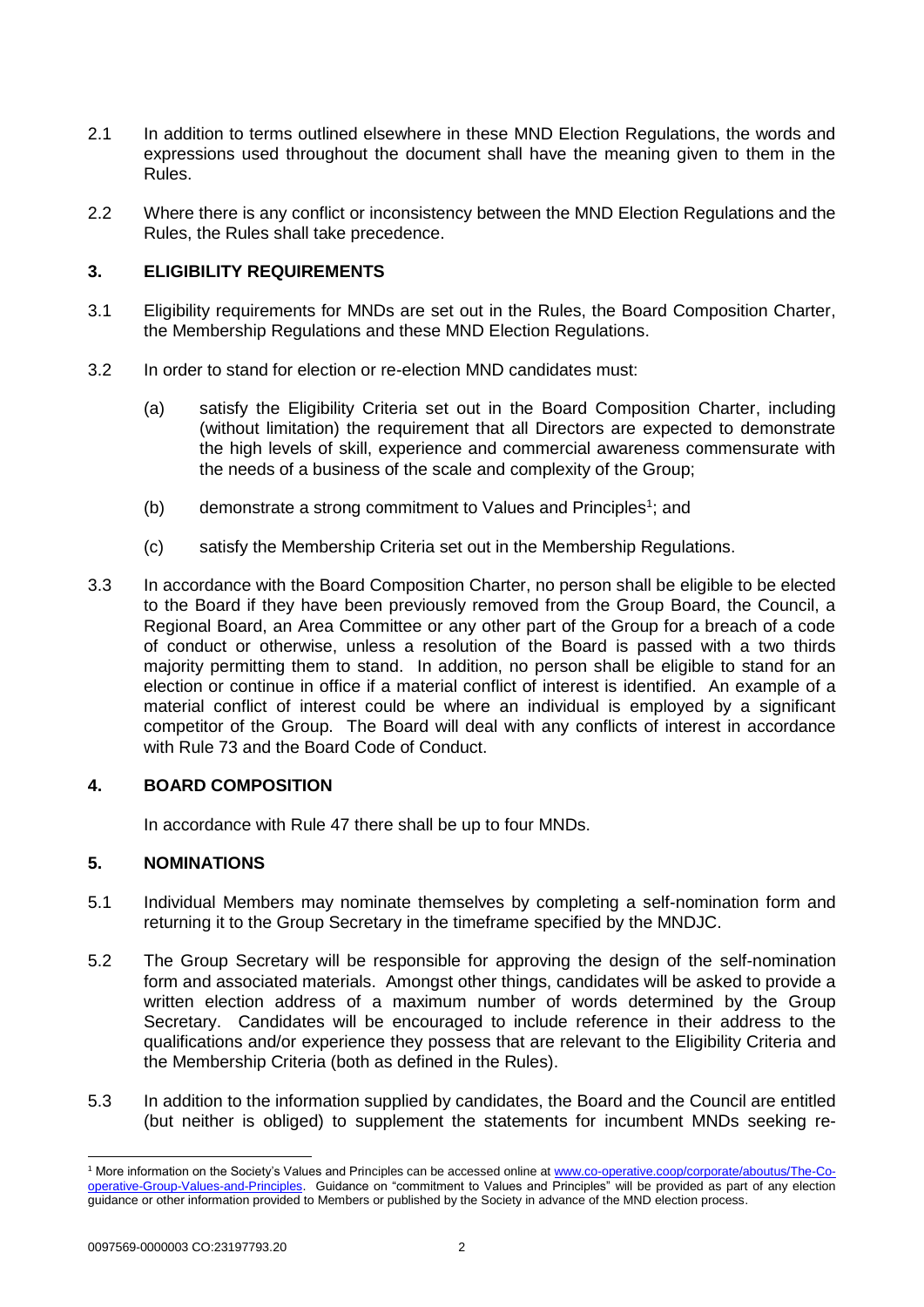2.1 In addition to terms outlined elsewhere in these MND Election Regulations, the words and expressions used throughout the document shall have the meaning given to them in the Rules.

2.2 Where there is any conflict or inconsistency between the MND Election Regulations and the Rules, the Rules shall take precedence.

## 3. ELIGIBILITY REQUIREMENTS

3.1 Eligibility requirements for MNDs are set out in the Rules, the Board Composition Charter, the Membership Regulations and these MND Election Regulations.

3.2 In order to stand for election or re-election MND candidates must:

(a) satisfy the Eligibility Criteria set out in the Board Composition Charter, including (without limitation) the requirement that all Directors are expected to demonstrate the high levels of skill, experience and commercial awareness commensurate with the needs of a business of the scale and complexity of the Group;

(b) demonstrate a strong commitment to Values and Principles[1]; and

(c) satisfy the Membership Criteria set out in the Membership Regulations.

3.3 In accordance with the Board Composition Charter, no person shall be eligible to be elected to the Board if they have been previously removed from the Group Board, the Council, a Regional Board, an Area Committee or any other part of the Group for a breach of a code of conduct or otherwise, unless a resolution of the Board is passed with a two thirds majority permitting them to stand. In addition, no person shall be eligible to stand for an election or continue in office if a material conflict of interest is identified. An example of a material conflict of interest could be where an individual is employed by a significant competitor of the Group. The Board will deal with any conflicts of interest in accordance with Rule 73 and the Board Code of Conduct.

## 4. BOARD COMPOSITION

In accordance with Rule 47 there shall be up to four MNDs.

## 5. NOMINATIONS

5.1 Individual Members may nominate themselves by completing a self-nomination form and returning it to the Group Secretary in the timeframe specified by the MNDJC.

5.2 The Group Secretary will be responsible for approving the design of the self-nomination form and associated materials. Amongst other things, candidates will be asked to provide a written election address of a maximum number of words determined by the Group Secretary. Candidates will be encouraged to include reference in their address to the qualifications and/or experience they possess that are relevant to the Eligibility Criteria and the Membership Criteria (both as defined in the Rules).

5.3 In addition to the information supplied by candidates, the Board and the Council are entitled (but neither is obliged) to supplement the statements for incumbent MNDs seeking re-

---

[1] More information on the Society's Values and Principles can be accessed online at [www.co-operative.coop/corporate/aboutus/The-Co-operative-Group-Values-and-Principles](www.co-operative.coop/corporate/aboutus/The-Co-operative-Group-Values-and-Principles). Guidance on "commitment to Values and Principles" will be provided as part of any election guidance or other information provided to Members or published by the Society in advance of the MND election process.

0097569-0000003 CO:23197793.20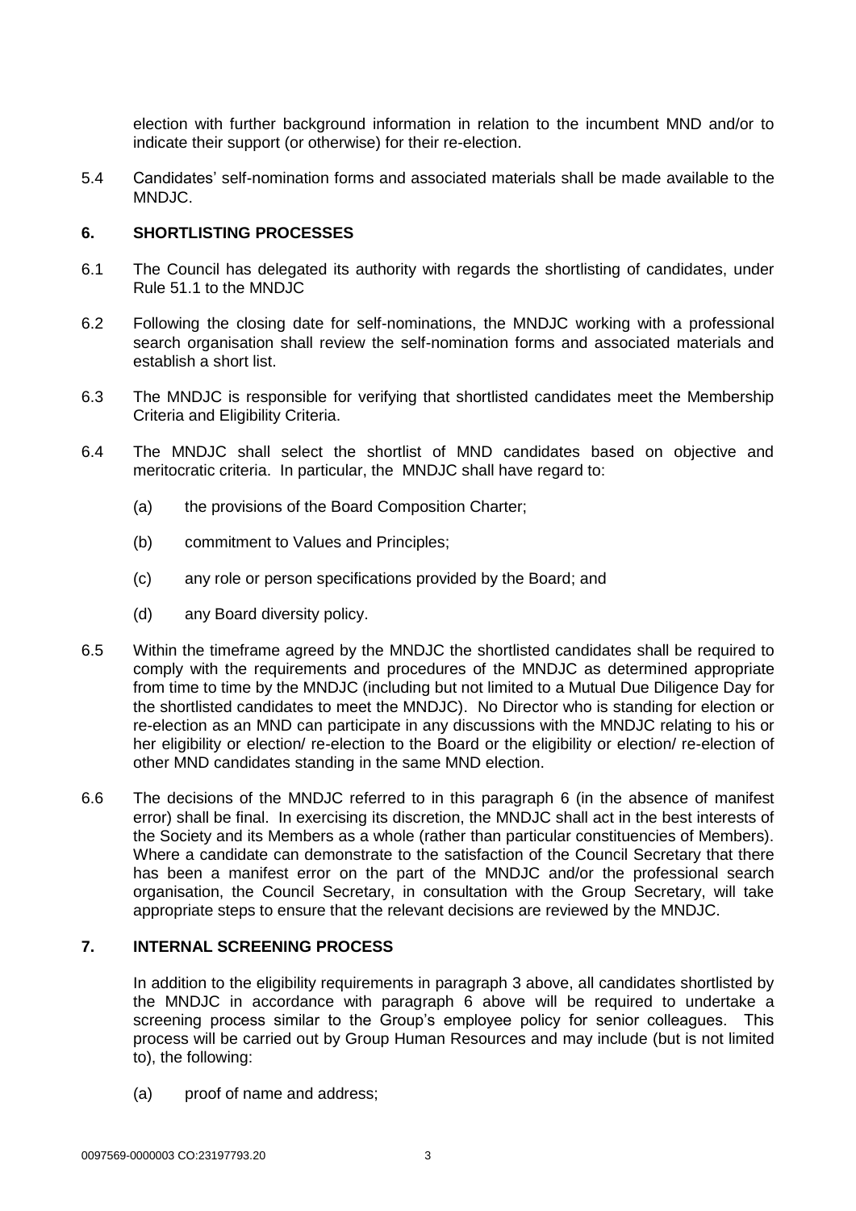election with further background information in relation to the incumbent MND and/or to indicate their support (or otherwise) for their re-election.

5.4 Candidates' self-nomination forms and associated materials shall be made available to the MNDJC.

## 6. SHORTLISTING PROCESSES

6.1 The Council has delegated its authority with regards the shortlisting of candidates, under Rule 51.1 to the MNDJC

6.2 Following the closing date for self-nominations, the MNDJC working with a professional search organisation shall review the self-nomination forms and associated materials and establish a short list.

6.3 The MNDJC is responsible for verifying that shortlisted candidates meet the Membership Criteria and Eligibility Criteria.

6.4 The MNDJC shall select the shortlist of MND candidates based on objective and meritocratic criteria. In particular, the MNDJC shall have regard to:

(a) the provisions of the Board Composition Charter;

(b) commitment to Values and Principles;

(c) any role or person specifications provided by the Board; and

(d) any Board diversity policy.

6.5 Within the timeframe agreed by the MNDJC the shortlisted candidates shall be required to comply with the requirements and procedures of the MNDJC as determined appropriate from time to time by the MNDJC (including but not limited to a Mutual Due Diligence Day for the shortlisted candidates to meet the MNDJC). No Director who is standing for election or re-election as an MND can participate in any discussions with the MNDJC relating to his or her eligibility or election/ re-election to the Board or the eligibility or election/ re-election of other MND candidates standing in the same MND election.

6.6 The decisions of the MNDJC referred to in this paragraph 6 (in the absence of manifest error) shall be final. In exercising its discretion, the MNDJC shall act in the best interests of the Society and its Members as a whole (rather than particular constituencies of Members). Where a candidate can demonstrate to the satisfaction of the Council Secretary that there has been a manifest error on the part of the MNDJC and/or the professional search organisation, the Council Secretary, in consultation with the Group Secretary, will take appropriate steps to ensure that the relevant decisions are reviewed by the MNDJC.

## 7. INTERNAL SCREENING PROCESS

In addition to the eligibility requirements in paragraph 3 above, all candidates shortlisted by the MNDJC in accordance with paragraph 6 above will be required to undertake a screening process similar to the Group's employee policy for senior colleagues. This process will be carried out by Group Human Resources and may include (but is not limited to), the following:

(a) proof of name and address;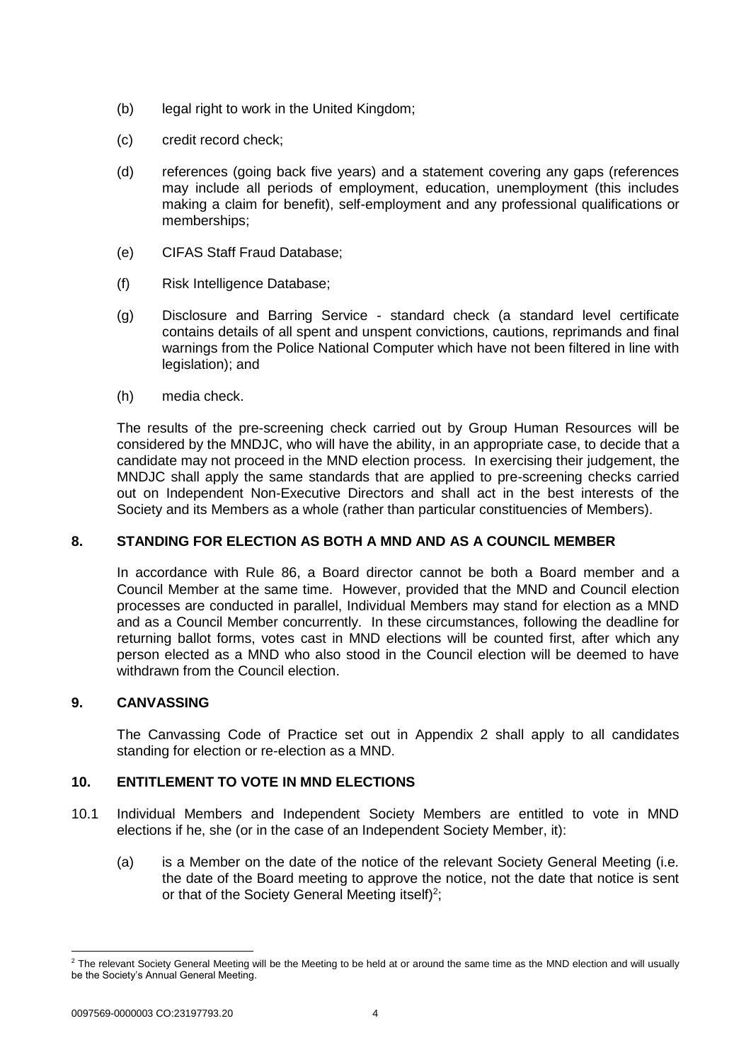(b) legal right to work in the United Kingdom;

(c) credit record check;

(d) references (going back five years) and a statement covering any gaps (references may include all periods of employment, education, unemployment (this includes making a claim for benefit), self-employment and any professional qualifications or memberships;

(e) CIFAS Staff Fraud Database;

(f) Risk Intelligence Database;

(g) Disclosure and Barring Service - standard check (a standard level certificate contains details of all spent and unspent convictions, cautions, reprimands and final warnings from the Police National Computer which have not been filtered in line with legislation); and

(h) media check.

The results of the pre-screening check carried out by Group Human Resources will be considered by the MNDJC, who will have the ability, in an appropriate case, to decide that a candidate may not proceed in the MND election process. In exercising their judgement, the MNDJC shall apply the same standards that are applied to pre-screening checks carried out on Independent Non-Executive Directors and shall act in the best interests of the Society and its Members as a whole (rather than particular constituencies of Members).

## 8. STANDING FOR ELECTION AS BOTH A MND AND AS A COUNCIL MEMBER

In accordance with Rule 86, a Board director cannot be both a Board member and a Council Member at the same time. However, provided that the MND and Council election processes are conducted in parallel, Individual Members may stand for election as a MND and as a Council Member concurrently. In these circumstances, following the deadline for returning ballot forms, votes cast in MND elections will be counted first, after which any person elected as a MND who also stood in the Council election will be deemed to have withdrawn from the Council election.

## 9. CANVASSING

The Canvassing Code of Practice set out in Appendix 2 shall apply to all candidates standing for election or re-election as a MND.

## 10. ENTITLEMENT TO VOTE IN MND ELECTIONS

10.1 Individual Members and Independent Society Members are entitled to vote in MND elections if he, she (or in the case of an Independent Society Member, it):

(a) is a Member on the date of the notice of the relevant Society General Meeting (i.e. the date of the Board meeting to approve the notice, not the date that notice is sent or that of the Society General Meeting itself)[2];

[2] The relevant Society General Meeting will be the Meeting to be held at or around the same time as the MND election and will usually be the Society's Annual General Meeting.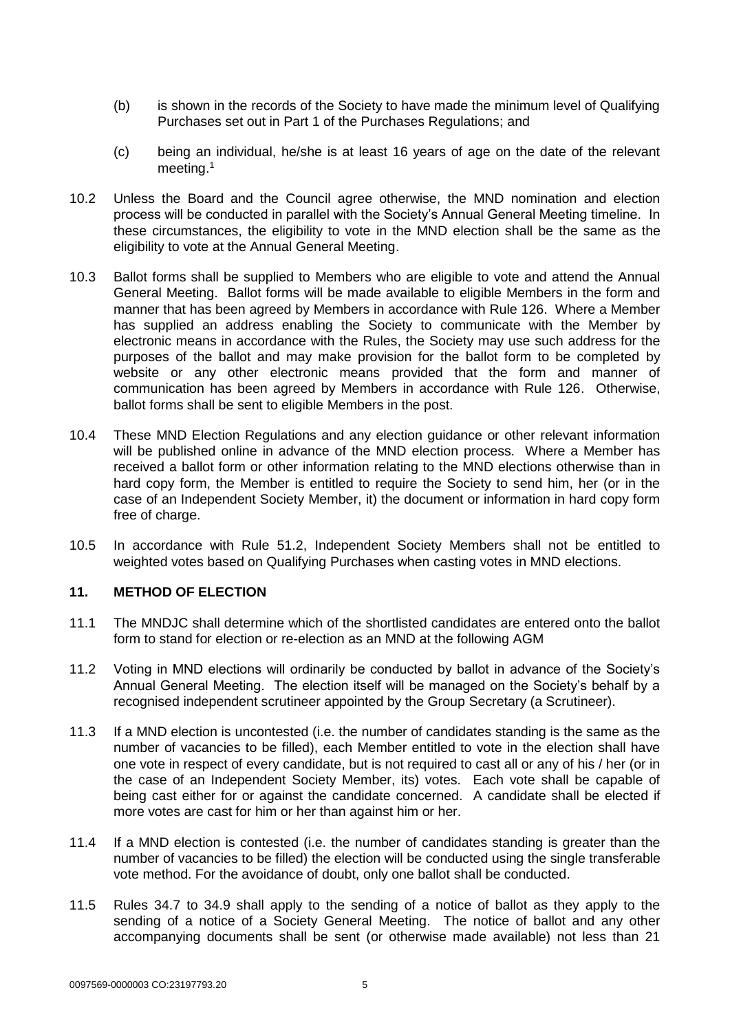(b) is shown in the records of the Society to have made the minimum level of Qualifying Purchases set out in Part 1 of the Purchases Regulations; and

(c) being an individual, he/she is at least 16 years of age on the date of the relevant meeting.[1]

10.2 Unless the Board and the Council agree otherwise, the MND nomination and election process will be conducted in parallel with the Society's Annual General Meeting timeline. In these circumstances, the eligibility to vote in the MND election shall be the same as the eligibility to vote at the Annual General Meeting.

10.3 Ballot forms shall be supplied to Members who are eligible to vote and attend the Annual General Meeting. Ballot forms will be made available to eligible Members in the form and manner that has been agreed by Members in accordance with Rule 126. Where a Member has supplied an address enabling the Society to communicate with the Member by electronic means in accordance with the Rules, the Society may use such address for the purposes of the ballot and may make provision for the ballot form to be completed by website or any other electronic means provided that the form and manner of communication has been agreed by Members in accordance with Rule 126. Otherwise, ballot forms shall be sent to eligible Members in the post.

10.4 These MND Election Regulations and any election guidance or other relevant information will be published online in advance of the MND election process. Where a Member has received a ballot form or other information relating to the MND elections otherwise than in hard copy form, the Member is entitled to require the Society to send him, her (or in the case of an Independent Society Member, it) the document or information in hard copy form free of charge.

10.5 In accordance with Rule 51.2, Independent Society Members shall not be entitled to weighted votes based on Qualifying Purchases when casting votes in MND elections.

## 11. METHOD OF ELECTION

11.1 The MNDJC shall determine which of the shortlisted candidates are entered onto the ballot form to stand for election or re-election as an MND at the following AGM

11.2 Voting in MND elections will ordinarily be conducted by ballot in advance of the Society's Annual General Meeting. The election itself will be managed on the Society's behalf by a recognised independent scrutineer appointed by the Group Secretary (a Scrutineer).

11.3 If a MND election is uncontested (i.e. the number of candidates standing is the same as the number of vacancies to be filled), each Member entitled to vote in the election shall have one vote in respect of every candidate, but is not required to cast all or any of his / her (or in the case of an Independent Society Member, its) votes. Each vote shall be capable of being cast either for or against the candidate concerned. A candidate shall be elected if more votes are cast for him or her than against him or her.

11.4 If a MND election is contested (i.e. the number of candidates standing is greater than the number of vacancies to be filled) the election will be conducted using the single transferable vote method. For the avoidance of doubt, only one ballot shall be conducted.

11.5 Rules 34.7 to 34.9 shall apply to the sending of a notice of ballot as they apply to the sending of a notice of a Society General Meeting. The notice of ballot and any other accompanying documents shall be sent (or otherwise made available) not less than 21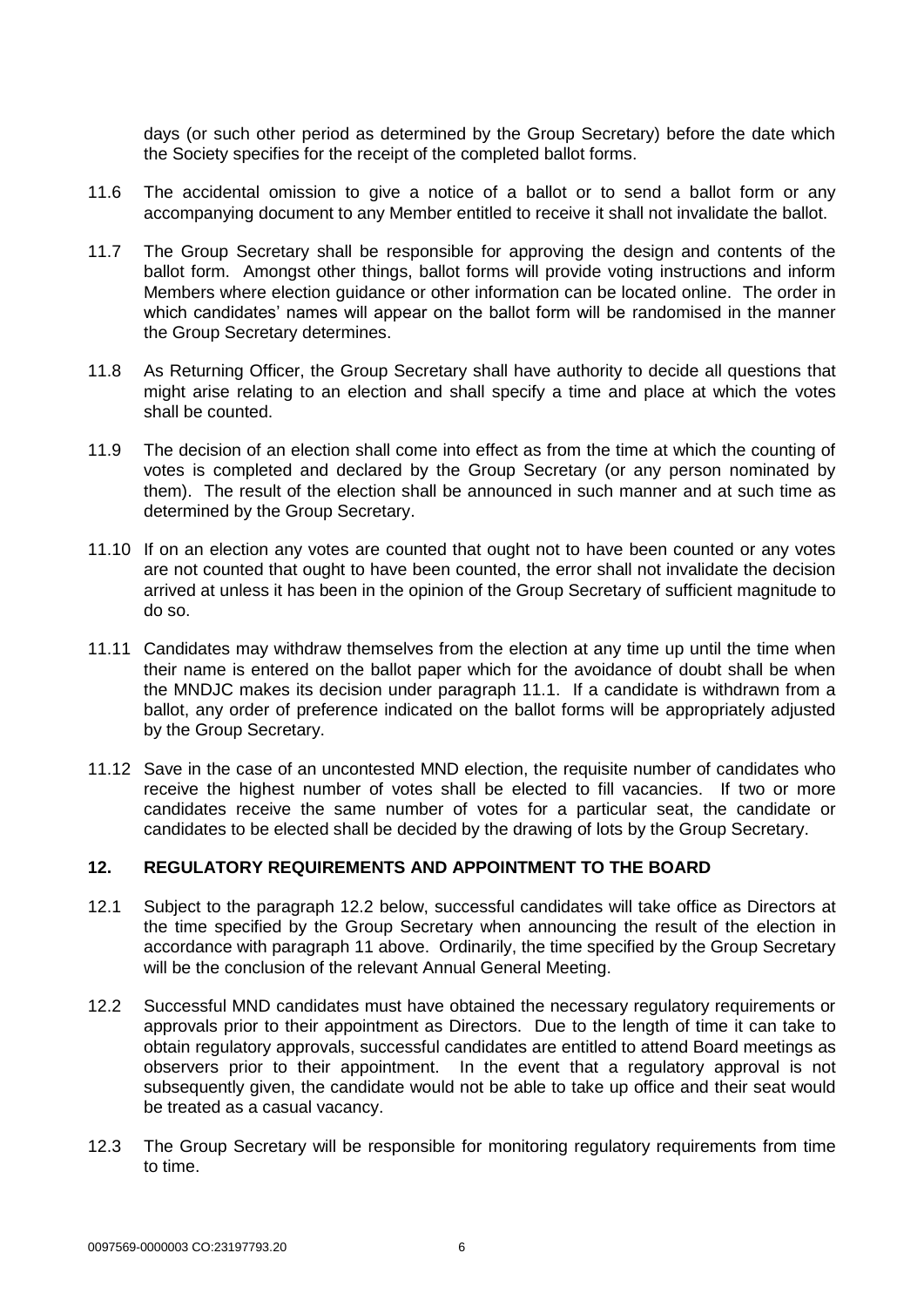days (or such other period as determined by the Group Secretary) before the date which the Society specifies for the receipt of the completed ballot forms.

11.6 The accidental omission to give a notice of a ballot or to send a ballot form or any accompanying document to any Member entitled to receive it shall not invalidate the ballot.

11.7 The Group Secretary shall be responsible for approving the design and contents of the ballot form. Amongst other things, ballot forms will provide voting instructions and inform Members where election guidance or other information can be located online. The order in which candidates' names will appear on the ballot form will be randomised in the manner the Group Secretary determines.

11.8 As Returning Officer, the Group Secretary shall have authority to decide all questions that might arise relating to an election and shall specify a time and place at which the votes shall be counted.

11.9 The decision of an election shall come into effect as from the time at which the counting of votes is completed and declared by the Group Secretary (or any person nominated by them). The result of the election shall be announced in such manner and at such time as determined by the Group Secretary.

11.10 If on an election any votes are counted that ought not to have been counted or any votes are not counted that ought to have been counted, the error shall not invalidate the decision arrived at unless it has been in the opinion of the Group Secretary of sufficient magnitude to do so.

11.11 Candidates may withdraw themselves from the election at any time up until the time when their name is entered on the ballot paper which for the avoidance of doubt shall be when the MNDJC makes its decision under paragraph 11.1. If a candidate is withdrawn from a ballot, any order of preference indicated on the ballot forms will be appropriately adjusted by the Group Secretary.

11.12 Save in the case of an uncontested MND election, the requisite number of candidates who receive the highest number of votes shall be elected to fill vacancies. If two or more candidates receive the same number of votes for a particular seat, the candidate or candidates to be elected shall be decided by the drawing of lots by the Group Secretary.

## 12. REGULATORY REQUIREMENTS AND APPOINTMENT TO THE BOARD

12.1 Subject to the paragraph 12.2 below, successful candidates will take office as Directors at the time specified by the Group Secretary when announcing the result of the election in accordance with paragraph 11 above. Ordinarily, the time specified by the Group Secretary will be the conclusion of the relevant Annual General Meeting.

12.2 Successful MND candidates must have obtained the necessary regulatory requirements or approvals prior to their appointment as Directors. Due to the length of time it can take to obtain regulatory approvals, successful candidates are entitled to attend Board meetings as observers prior to their appointment. In the event that a regulatory approval is not subsequently given, the candidate would not be able to take up office and their seat would be treated as a casual vacancy.

12.3 The Group Secretary will be responsible for monitoring regulatory requirements from time to time.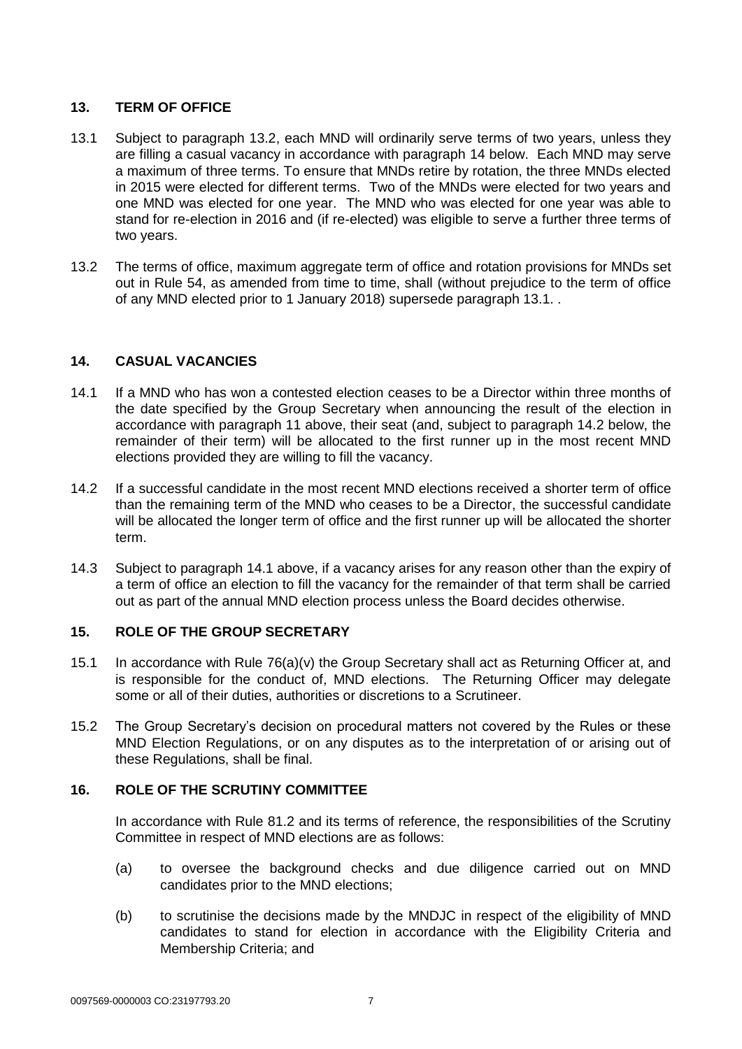## 13. TERM OF OFFICE

13.1 Subject to paragraph 13.2, each MND will ordinarily serve terms of two years, unless they are filling a casual vacancy in accordance with paragraph 14 below. Each MND may serve a maximum of three terms. To ensure that MNDs retire by rotation, the three MNDs elected in 2015 were elected for different terms. Two of the MNDs were elected for two years and one MND was elected for one year. The MND who was elected for one year was able to stand for re-election in 2016 and (if re-elected) was eligible to serve a further three terms of two years.

13.2 The terms of office, maximum aggregate term of office and rotation provisions for MNDs set out in Rule 54, as amended from time to time, shall (without prejudice to the term of office of any MND elected prior to 1 January 2018) supersede paragraph 13.1. .

## 14. CASUAL VACANCIES

14.1 If a MND who has won a contested election ceases to be a Director within three months of the date specified by the Group Secretary when announcing the result of the election in accordance with paragraph 11 above, their seat (and, subject to paragraph 14.2 below, the remainder of their term) will be allocated to the first runner up in the most recent MND elections provided they are willing to fill the vacancy.

14.2 If a successful candidate in the most recent MND elections received a shorter term of office than the remaining term of the MND who ceases to be a Director, the successful candidate will be allocated the longer term of office and the first runner up will be allocated the shorter term.

14.3 Subject to paragraph 14.1 above, if a vacancy arises for any reason other than the expiry of a term of office an election to fill the vacancy for the remainder of that term shall be carried out as part of the annual MND election process unless the Board decides otherwise.

## 15. ROLE OF THE GROUP SECRETARY

15.1 In accordance with Rule 76(a)(v) the Group Secretary shall act as Returning Officer at, and is responsible for the conduct of, MND elections. The Returning Officer may delegate some or all of their duties, authorities or discretions to a Scrutineer.

15.2 The Group Secretary's decision on procedural matters not covered by the Rules or these MND Election Regulations, or on any disputes as to the interpretation of or arising out of these Regulations, shall be final.

## 16. ROLE OF THE SCRUTINY COMMITTEE

In accordance with Rule 81.2 and its terms of reference, the responsibilities of the Scrutiny Committee in respect of MND elections are as follows:

(a) to oversee the background checks and due diligence carried out on MND candidates prior to the MND elections;

(b) to scrutinise the decisions made by the MNDJC in respect of the eligibility of MND candidates to stand for election in accordance with the Eligibility Criteria and Membership Criteria; and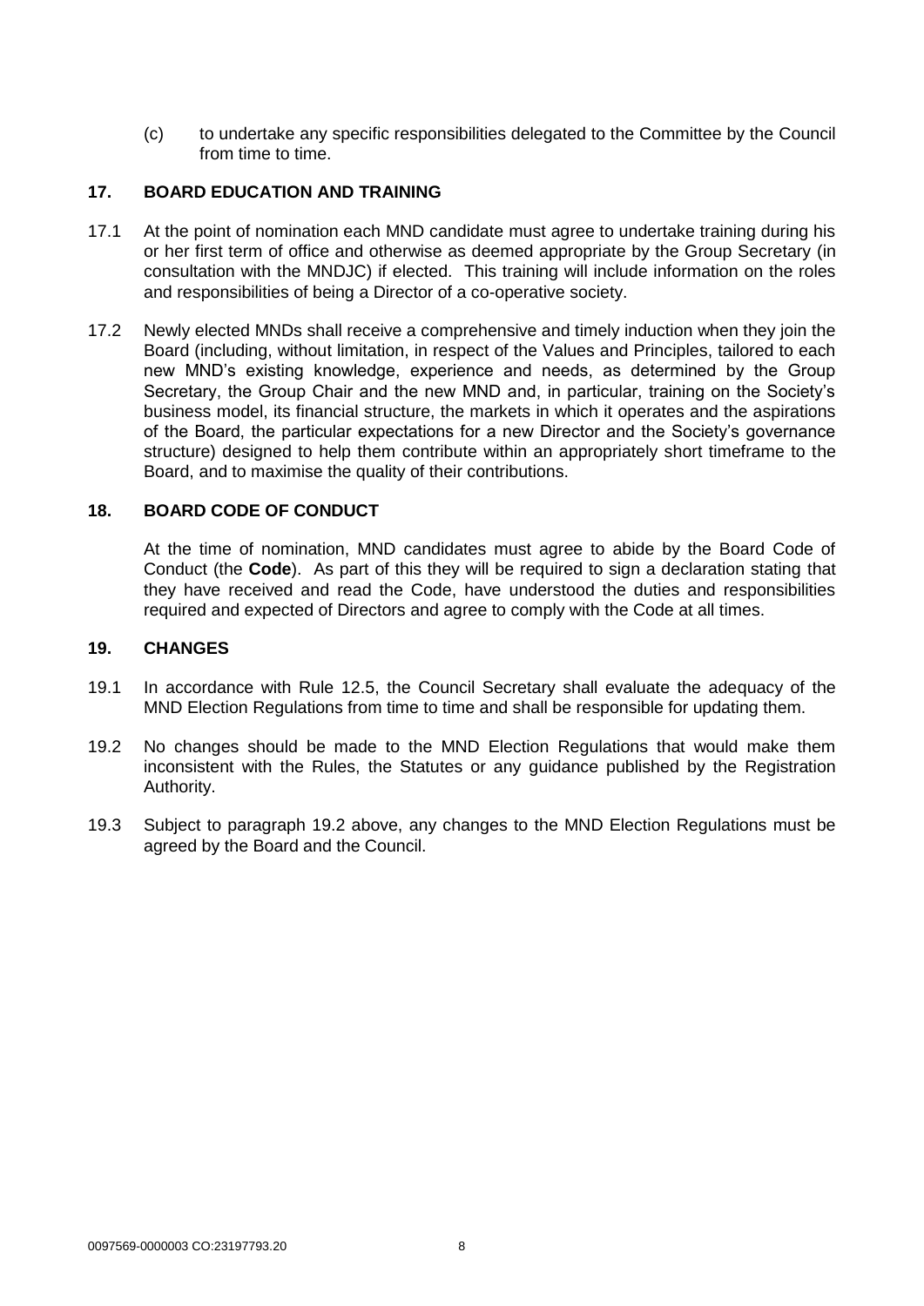(c) to undertake any specific responsibilities delegated to the Committee by the Council from time to time.

## 17. BOARD EDUCATION AND TRAINING

17.1 At the point of nomination each MND candidate must agree to undertake training during his or her first term of office and otherwise as deemed appropriate by the Group Secretary (in consultation with the MNDJC) if elected. This training will include information on the roles and responsibilities of being a Director of a co-operative society.

17.2 Newly elected MNDs shall receive a comprehensive and timely induction when they join the Board (including, without limitation, in respect of the Values and Principles, tailored to each new MND's existing knowledge, experience and needs, as determined by the Group Secretary, the Group Chair and the new MND and, in particular, training on the Society's business model, its financial structure, the markets in which it operates and the aspirations of the Board, the particular expectations for a new Director and the Society's governance structure) designed to help them contribute within an appropriately short timeframe to the Board, and to maximise the quality of their contributions.

## 18. BOARD CODE OF CONDUCT

At the time of nomination, MND candidates must agree to abide by the Board Code of Conduct (the **Code**). As part of this they will be required to sign a declaration stating that they have received and read the Code, have understood the duties and responsibilities required and expected of Directors and agree to comply with the Code at all times.

## 19. CHANGES

19.1 In accordance with Rule 12.5, the Council Secretary shall evaluate the adequacy of the MND Election Regulations from time to time and shall be responsible for updating them.

19.2 No changes should be made to the MND Election Regulations that would make them inconsistent with the Rules, the Statutes or any guidance published by the Registration Authority.

19.3 Subject to paragraph 19.2 above, any changes to the MND Election Regulations must be agreed by the Board and the Council.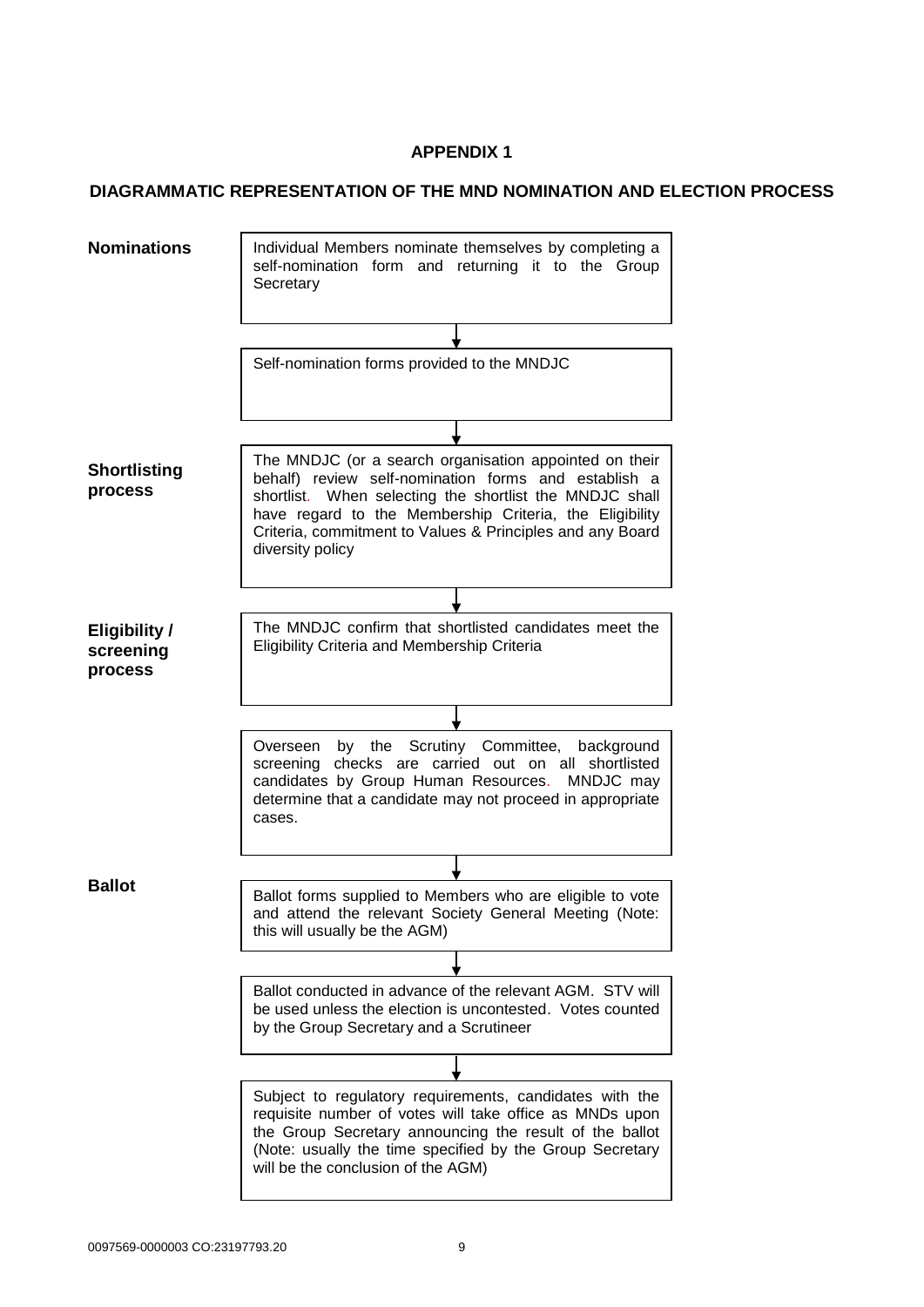**APPENDIX 1**

**DIAGRAMMATIC REPRESENTATION OF THE MND NOMINATION AND ELECTION PROCESS**

**Nominations**

Individual Members nominate themselves by completing a self-nomination form and returning it to the Group Secretary

↓

Self-nomination forms provided to the MNDJC

↓

**Shortlisting process**

The MNDJC (or a search organisation appointed on their behalf) review self-nomination forms and establish a shortlist. When selecting the shortlist the MNDJC shall have regard to the Membership Criteria, the Eligibility Criteria, commitment to Values & Principles and any Board diversity policy

↓

**Eligibility / screening process**

The MNDJC confirm that shortlisted candidates meet the Eligibility Criteria and Membership Criteria

↓

Overseen by the Scrutiny Committee, background screening checks are carried out on all shortlisted candidates by Group Human Resources. MNDJC may determine that a candidate may not proceed in appropriate cases.

↓

**Ballot**

Ballot forms supplied to Members who are eligible to vote and attend the relevant Society General Meeting (Note: this will usually be the AGM)

↓

Ballot conducted in advance of the relevant AGM. STV will be used unless the election is uncontested. Votes counted by the Group Secretary and a Scrutineer

↓

Subject to regulatory requirements, candidates with the requisite number of votes will take office as MNDs upon the Group Secretary announcing the result of the ballot (Note: usually the time specified by the Group Secretary will be the conclusion of the AGM)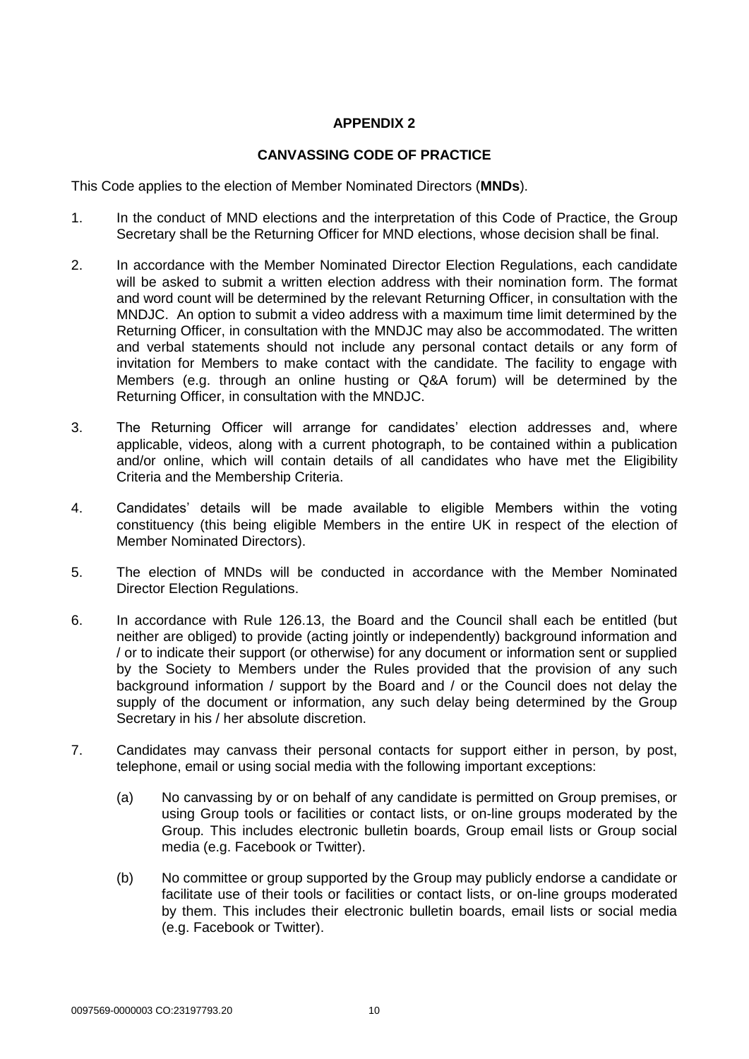## APPENDIX 2

## CANVASSING CODE OF PRACTICE

This Code applies to the election of Member Nominated Directors (**MNDs**).

1. In the conduct of MND elections and the interpretation of this Code of Practice, the Group Secretary shall be the Returning Officer for MND elections, whose decision shall be final.

2. In accordance with the Member Nominated Director Election Regulations, each candidate will be asked to submit a written election address with their nomination form. The format and word count will be determined by the relevant Returning Officer, in consultation with the MNDJC. An option to submit a video address with a maximum time limit determined by the Returning Officer, in consultation with the MNDJC may also be accommodated. The written and verbal statements should not include any personal contact details or any form of invitation for Members to make contact with the candidate. The facility to engage with Members (e.g. through an online husting or Q&A forum) will be determined by the Returning Officer, in consultation with the MNDJC.

3. The Returning Officer will arrange for candidates' election addresses and, where applicable, videos, along with a current photograph, to be contained within a publication and/or online, which will contain details of all candidates who have met the Eligibility Criteria and the Membership Criteria.

4. Candidates' details will be made available to eligible Members within the voting constituency (this being eligible Members in the entire UK in respect of the election of Member Nominated Directors).

5. The election of MNDs will be conducted in accordance with the Member Nominated Director Election Regulations.

6. In accordance with Rule 126.13, the Board and the Council shall each be entitled (but neither are obliged) to provide (acting jointly or independently) background information and / or to indicate their support (or otherwise) for any document or information sent or supplied by the Society to Members under the Rules provided that the provision of any such background information / support by the Board and / or the Council does not delay the supply of the document or information, any such delay being determined by the Group Secretary in his / her absolute discretion.

7. Candidates may canvass their personal contacts for support either in person, by post, telephone, email or using social media with the following important exceptions:

   (a) No canvassing by or on behalf of any candidate is permitted on Group premises, or using Group tools or facilities or contact lists, or on-line groups moderated by the Group. This includes electronic bulletin boards, Group email lists or Group social media (e.g. Facebook or Twitter).

   (b) No committee or group supported by the Group may publicly endorse a candidate or facilitate use of their tools or facilities or contact lists, or on-line groups moderated by them. This includes their electronic bulletin boards, email lists or social media (e.g. Facebook or Twitter).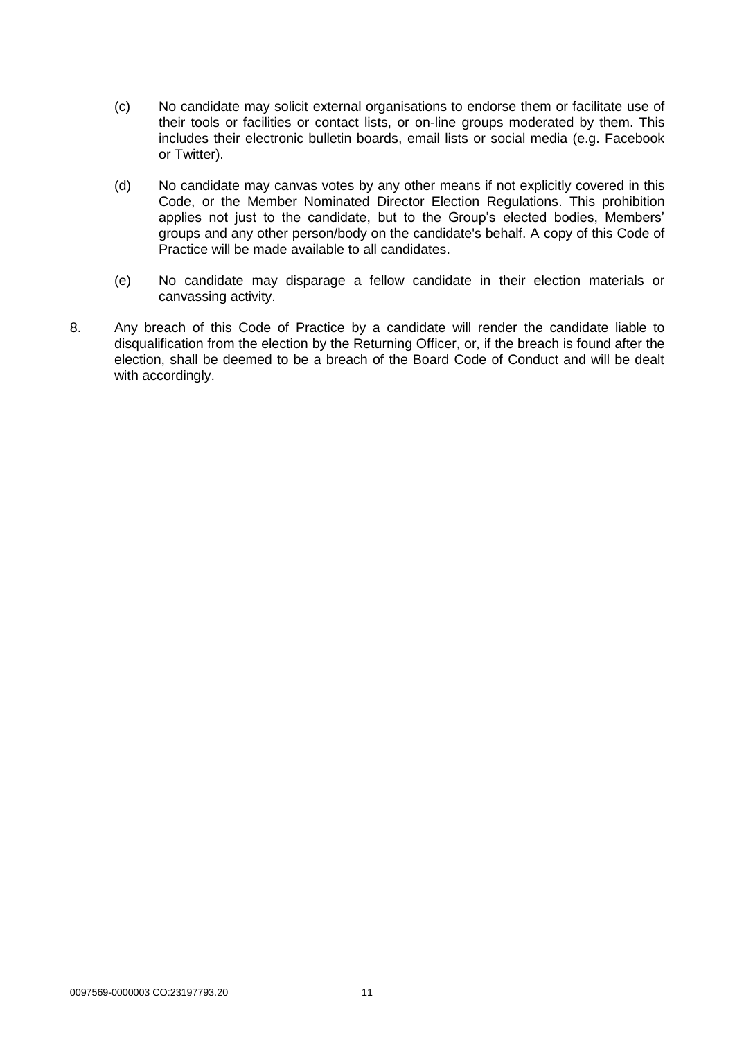(c) No candidate may solicit external organisations to endorse them or facilitate use of their tools or facilities or contact lists, or on-line groups moderated by them. This includes their electronic bulletin boards, email lists or social media (e.g. Facebook or Twitter).

(d) No candidate may canvas votes by any other means if not explicitly covered in this Code, or the Member Nominated Director Election Regulations. This prohibition applies not just to the candidate, but to the Group's elected bodies, Members' groups and any other person/body on the candidate's behalf. A copy of this Code of Practice will be made available to all candidates.

(e) No candidate may disparage a fellow candidate in their election materials or canvassing activity.

8. Any breach of this Code of Practice by a candidate will render the candidate liable to disqualification from the election by the Returning Officer, or, if the breach is found after the election, shall be deemed to be a breach of the Board Code of Conduct and will be dealt with accordingly.